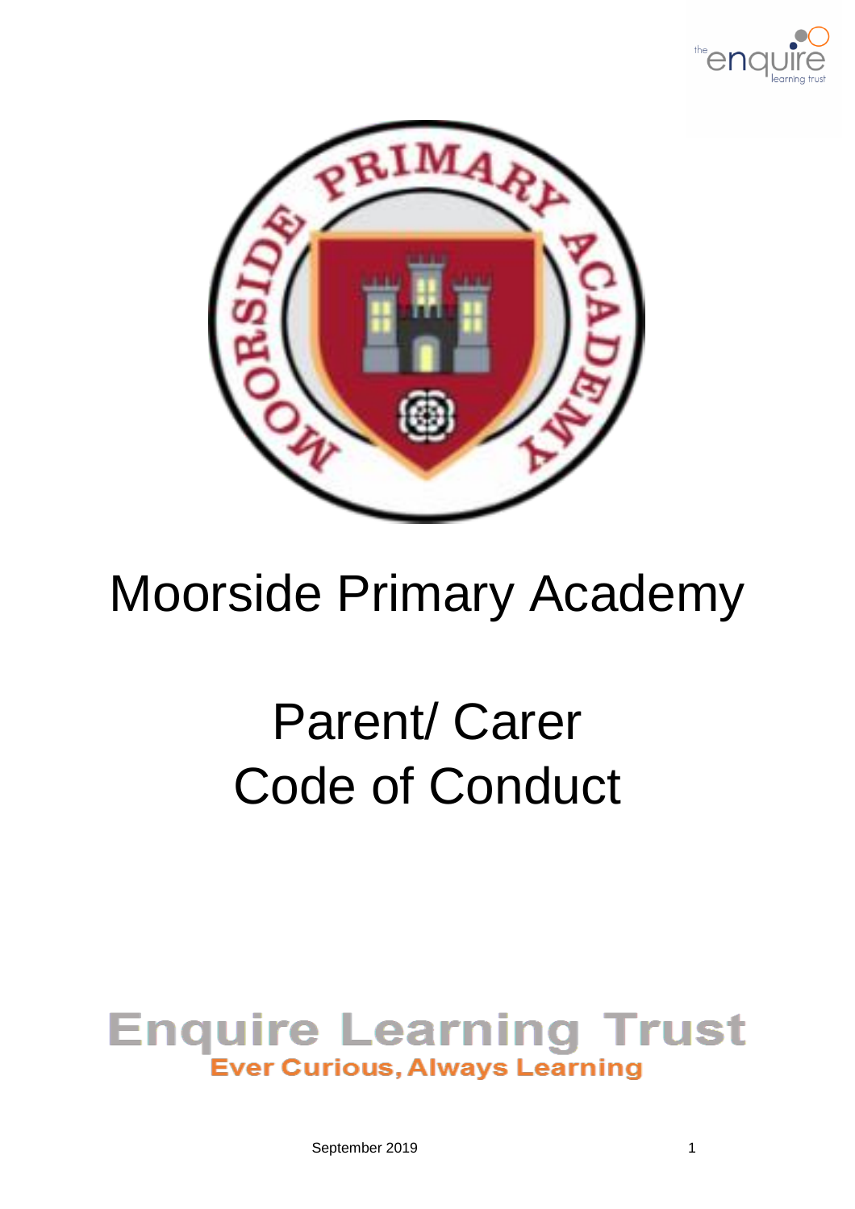# Moorside Primary Academy

# Parent/ Carer Code of Conduct

**Enquire Learning Trust**

**Ever Curious, Always Learning**

September 2019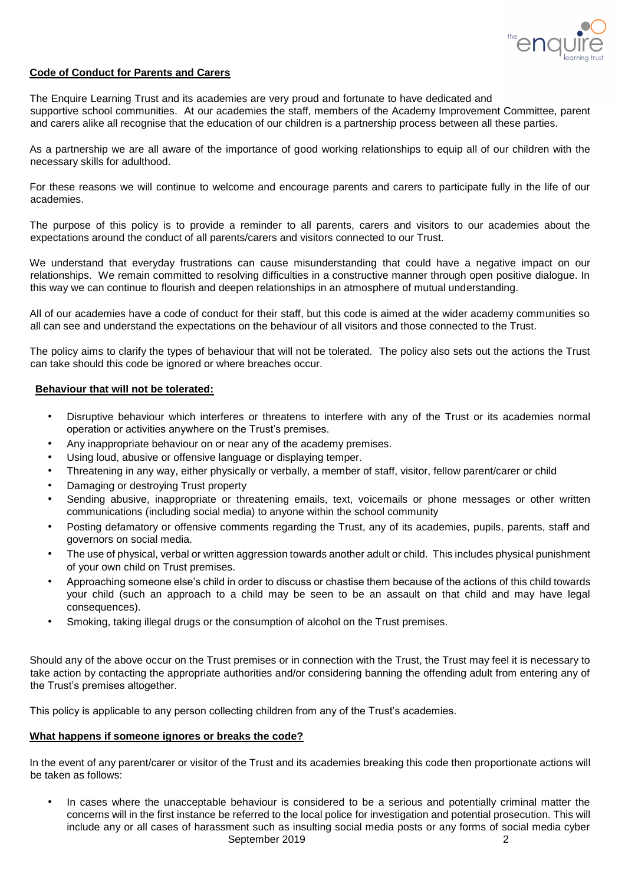**Code of Conduct for Parents and Carers**

The Enquire Learning Trust and its academies are very proud and fortunate to have dedicated and supportive school communities. At our academies the staff, members of the Academy Improvement Committee, parent and carers alike all recognise that the education of our children is a partnership process between all these parties.

As a partnership we are all aware of the importance of good working relationships to equip all of our children with the necessary skills for adulthood.

For these reasons we will continue to welcome and encourage parents and carers to participate fully in the life of our academies.

The purpose of this policy is to provide a reminder to all parents, carers and visitors to our academies about the expectations around the conduct of all parents/carers and visitors connected to our Trust.

We understand that everyday frustrations can cause misunderstanding that could have a negative impact on our relationships. We remain committed to resolving difficulties in a constructive manner through open positive dialogue. In this way we can continue to flourish and deepen relationships in an atmosphere of mutual understanding.

All of our academies have a code of conduct for their staff, but this code is aimed at the wider academy communities so all can see and understand the expectations on the behaviour of all visitors and those connected to the Trust.

The policy aims to clarify the types of behaviour that will not be tolerated. The policy also sets out the actions the Trust can take should this code be ignored or where breaches occur.

**Behaviour that will not be tolerated:**

- Disruptive behaviour which interferes or threatens to interfere with any of the Trust or its academies normal operation or activities anywhere on the Trust's premises.
- Any inappropriate behaviour on or near any of the academy premises.
- Using loud, abusive or offensive language or displaying temper.
- Threatening in any way, either physically or verbally, a member of staff, visitor, fellow parent/carer or child
- Damaging or destroying Trust property
- Sending abusive, inappropriate or threatening emails, text, voicemails or phone messages or other written communications (including social media) to anyone within the school community
- Posting defamatory or offensive comments regarding the Trust, any of its academies, pupils, parents, staff and governors on social media.
- The use of physical, verbal or written aggression towards another adult or child. This includes physical punishment of your own child on Trust premises.
- Approaching someone else's child in order to discuss or chastise them because of the actions of this child towards your child (such an approach to a child may be seen to be an assault on that child and may have legal consequences).
- Smoking, taking illegal drugs or the consumption of alcohol on the Trust premises.

Should any of the above occur on the Trust premises or in connection with the Trust, the Trust may feel it is necessary to take action by contacting the appropriate authorities and/or considering banning the offending adult from entering any of the Trust's premises altogether.

This policy is applicable to any person collecting children from any of the Trust's academies.

**What happens if someone ignores or breaks the code?**

In the event of any parent/carer or visitor of the Trust and its academies breaking this code then proportionate actions will be taken as follows:

- In cases where the unacceptable behaviour is considered to be a serious and potentially criminal matter the concerns will in the first instance be referred to the local police for investigation and potential prosecution. This will include any or all cases of harassment such as insulting social media posts or any forms of social media cyber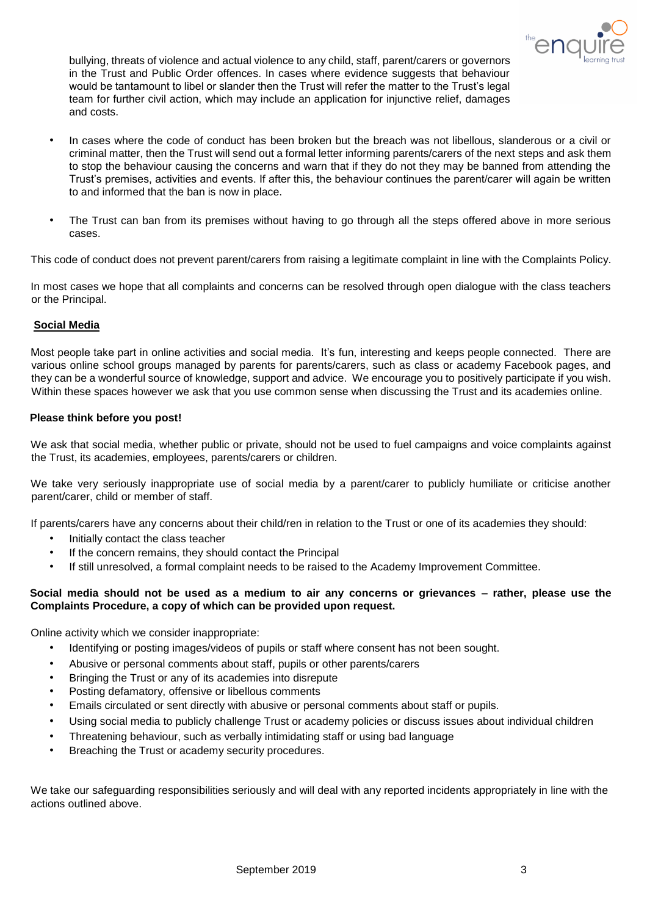bullying, threats of violence and actual violence to any child, staff, parent/carers or governors in the Trust and Public Order offences. In cases where evidence suggests that behaviour would be tantamount to libel or slander then the Trust will refer the matter to the Trust's legal team for further civil action, which may include an application for injunctive relief, damages and costs.

- In cases where the code of conduct has been broken but the breach was not libellous, slanderous or a civil or criminal matter, then the Trust will send out a formal letter informing parents/carers of the next steps and ask them to stop the behaviour causing the concerns and warn that if they do not they may be banned from attending the Trust's premises, activities and events. If after this, the behaviour continues the parent/carer will again be written to and informed that the ban is now in place.
- The Trust can ban from its premises without having to go through all the steps offered above in more serious cases.

This code of conduct does not prevent parent/carers from raising a legitimate complaint in line with the Complaints Policy.

In most cases we hope that all complaints and concerns can be resolved through open dialogue with the class teachers or the Principal.

## Social Media

Most people take part in online activities and social media. It's fun, interesting and keeps people connected. There are various online school groups managed by parents for parents/carers, such as class or academy Facebook pages, and they can be a wonderful source of knowledge, support and advice. We encourage you to positively participate if you wish. Within these spaces however we ask that you use common sense when discussing the Trust and its academies online.

**Please think before you post!**

We ask that social media, whether public or private, should not be used to fuel campaigns and voice complaints against the Trust, its academies, employees, parents/carers or children.

We take very seriously inappropriate use of social media by a parent/carer to publicly humiliate or criticise another parent/carer, child or member of staff.

If parents/carers have any concerns about their child/ren in relation to the Trust or one of its academies they should:

- Initially contact the class teacher
- If the concern remains, they should contact the Principal
- If still unresolved, a formal complaint needs to be raised to the Academy Improvement Committee.

**Social media should not be used as a medium to air any concerns or grievances – rather, please use the Complaints Procedure, a copy of which can be provided upon request.**

Online activity which we consider inappropriate:

- Identifying or posting images/videos of pupils or staff where consent has not been sought.
- Abusive or personal comments about staff, pupils or other parents/carers
- Bringing the Trust or any of its academies into disrepute
- Posting defamatory, offensive or libellous comments
- Emails circulated or sent directly with abusive or personal comments about staff or pupils.
- Using social media to publicly challenge Trust or academy policies or discuss issues about individual children
- Threatening behaviour, such as verbally intimidating staff or using bad language
- Breaching the Trust or academy security procedures.

We take our safeguarding responsibilities seriously and will deal with any reported incidents appropriately in line with the actions outlined above.

September 2019